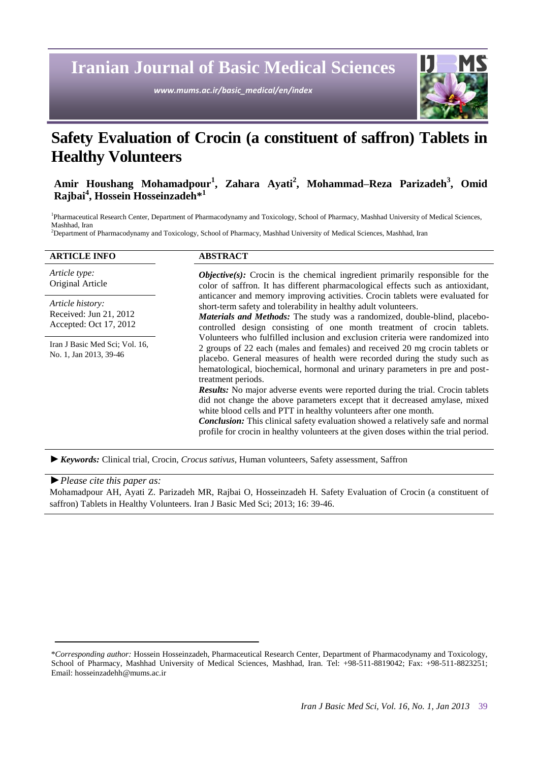# Iranian Journal of Basic Medical Sciences

*www.mums.ac.ir/basic_medical/en/index*

# Safety Evaluation of Crocin (a constituent of saffron) Tablets in Healthy Volunteers

**Amir Houshang Mohamadpour[1], Zahara Ayati[2], Mohammad–Reza Parizadeh[3], Omid Rajbai[4], Hossein Hosseinzadeh*[1]**

[1]Pharmaceutical Research Center, Department of Pharmacodynamy and Toxicology, School of Pharmacy, Mashhad University of Medical Sciences, Mashhad, Iran

[2]Department of Pharmacodynamy and Toxicology, School of Pharmacy, Mashhad University of Medical Sciences, Mashhad, Iran

**ARTICLE INFO**

*Article type:*
Original Article

*Article history:*
Received: Jun 21, 2012
Accepted: Oct 17, 2012

Iran J Basic Med Sci; Vol. 16, No. 1, Jan 2013, 39-46

**ABSTRACT**

***Objective(s):*** Crocin is the chemical ingredient primarily responsible for the color of saffron. It has different pharmacological effects such as antioxidant, anticancer and memory improving activities. Crocin tablets were evaluated for short-term safety and tolerability in healthy adult volunteers.

***Materials and Methods:*** The study was a randomized, double-blind, placebo-controlled design consisting of one month treatment of crocin tablets. Volunteers who fulfilled inclusion and exclusion criteria were randomized into 2 groups of 22 each (males and females) and received 20 mg crocin tablets or placebo. General measures of health were recorded during the study such as hematological, biochemical, hormonal and urinary parameters in pre and post-treatment periods.

***Results:*** No major adverse events were reported during the trial. Crocin tablets did not change the above parameters except that it decreased amylase, mixed white blood cells and PTT in healthy volunteers after one month.

***Conclusion:*** This clinical safety evaluation showed a relatively safe and normal profile for crocin in healthy volunteers at the given doses within the trial period.

►***Keywords:*** Clinical trial, Crocin, *Crocus sativus*, Human volunteers, Safety assessment, Saffron

►*Please cite this paper as:*

Mohamadpour AH, Ayati Z. Parizadeh MR, Rajbai O, Hosseinzadeh H. Safety Evaluation of Crocin (a constituent of saffron) Tablets in Healthy Volunteers. Iran J Basic Med Sci; 2013; 16: 39-46.

---

\**Corresponding author:* Hossein Hosseinzadeh, Pharmaceutical Research Center, Department of Pharmacodynamy and Toxicology, School of Pharmacy, Mashhad University of Medical Sciences, Mashhad, Iran. Tel: +98-511-8819042; Fax: +98-511-8823251; Email: hosseinzadehh@mums.ac.ir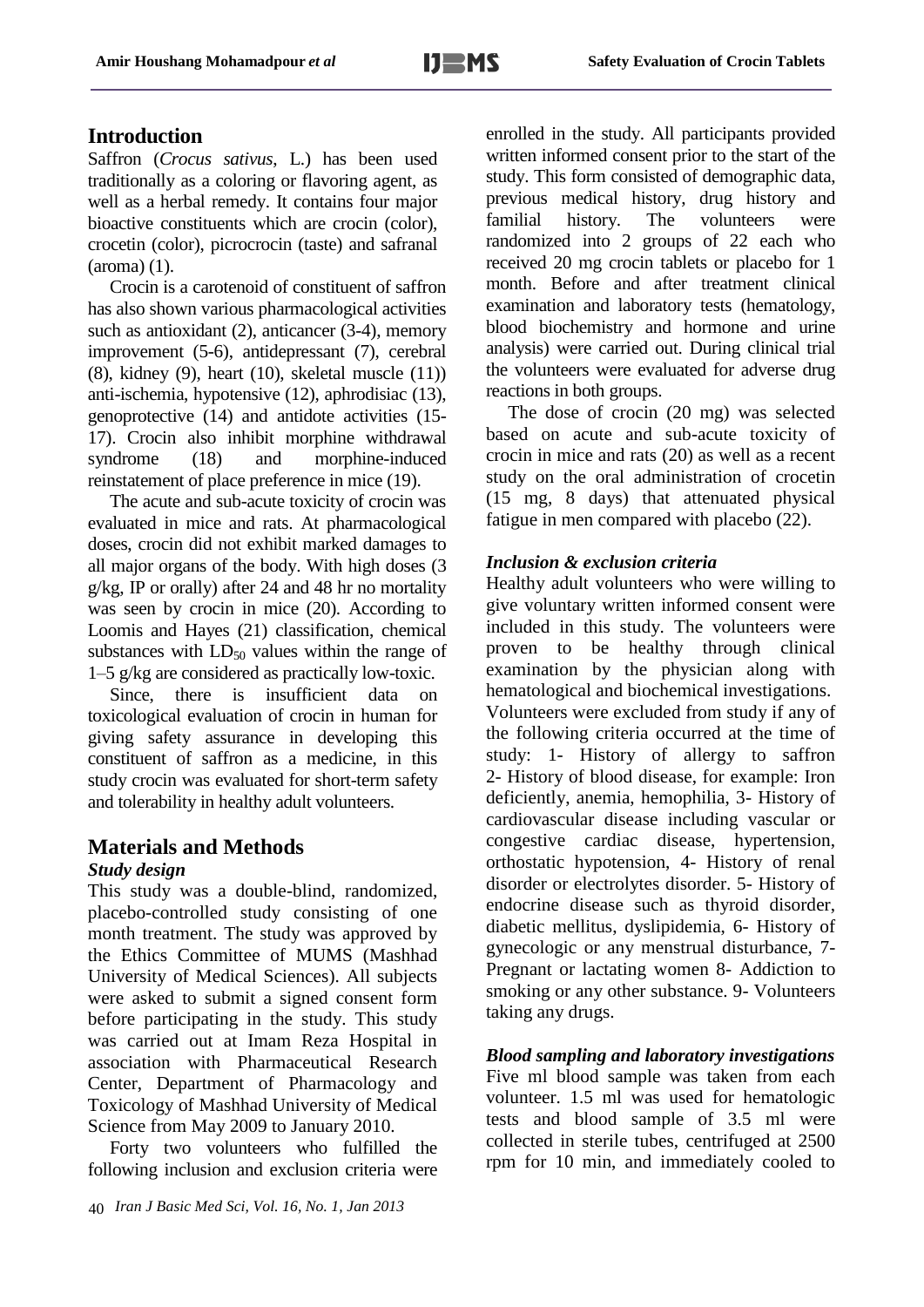## Introduction

Saffron (*Crocus sativus*, L.) has been used traditionally as a coloring or flavoring agent, as well as a herbal remedy. It contains four major bioactive constituents which are crocin (color), crocetin (color), picrocrocin (taste) and safranal (aroma) (1).

Crocin is a carotenoid of constituent of saffron has also shown various pharmacological activities such as antioxidant (2), anticancer (3-4), memory improvement (5-6), antidepressant (7), cerebral (8), kidney (9), heart (10), skeletal muscle (11)) anti-ischemia, hypotensive (12), aphrodisiac (13), genoprotective (14) and antidote activities (15-17). Crocin also inhibit morphine withdrawal syndrome (18) and morphine-induced reinstatement of place preference in mice (19).

The acute and sub-acute toxicity of crocin was evaluated in mice and rats. At pharmacological doses, crocin did not exhibit marked damages to all major organs of the body. With high doses (3 g/kg, IP or orally) after 24 and 48 hr no mortality was seen by crocin in mice (20). According to Loomis and Hayes (21) classification, chemical substances with $LD_{50}$ values within the range of 1–5 g/kg are considered as practically low-toxic.

Since, there is insufficient data on toxicological evaluation of crocin in human for giving safety assurance in developing this constituent of saffron as a medicine, in this study crocin was evaluated for short-term safety and tolerability in healthy adult volunteers.

## Materials and Methods

### *Study design*

This study was a double-blind, randomized, placebo-controlled study consisting of one month treatment. The study was approved by the Ethics Committee of MUMS (Mashhad University of Medical Sciences). All subjects were asked to submit a signed consent form before participating in the study. This study was carried out at Imam Reza Hospital in association with Pharmaceutical Research Center, Department of Pharmacology and Toxicology of Mashhad University of Medical Science from May 2009 to January 2010.

Forty two volunteers who fulfilled the following inclusion and exclusion criteria were enrolled in the study. All participants provided written informed consent prior to the start of the study. This form consisted of demographic data, previous medical history, drug history and familial history. The volunteers were randomized into 2 groups of 22 each who received 20 mg crocin tablets or placebo for 1 month. Before and after treatment clinical examination and laboratory tests (hematology, blood biochemistry and hormone and urine analysis) were carried out. During clinical trial the volunteers were evaluated for adverse drug reactions in both groups.

The dose of crocin (20 mg) was selected based on acute and sub-acute toxicity of crocin in mice and rats (20) as well as a recent study on the oral administration of crocetin (15 mg, 8 days) that attenuated physical fatigue in men compared with placebo (22).

### *Inclusion & exclusion criteria*

Healthy adult volunteers who were willing to give voluntary written informed consent were included in this study. The volunteers were proven to be healthy through clinical examination by the physician along with hematological and biochemical investigations.

Volunteers were excluded from study if any of the following criteria occurred at the time of study: 1- History of allergy to saffron 2- History of blood disease, for example: Iron deficiently, anemia, hemophilia, 3- History of cardiovascular disease including vascular or congestive cardiac disease, hypertension, orthostatic hypotension, 4- History of renal disorder or electrolytes disorder. 5- History of endocrine disease such as thyroid disorder, diabetic mellitus, dyslipidemia, 6- History of gynecologic or any menstrual disturbance, 7- Pregnant or lactating women 8- Addiction to smoking or any other substance. 9- Volunteers taking any drugs.

### *Blood sampling and laboratory investigations*

Five ml blood sample was taken from each volunteer. 1.5 ml was used for hematologic tests and blood sample of 3.5 ml were collected in sterile tubes, centrifuged at 2500 rpm for 10 min, and immediately cooled to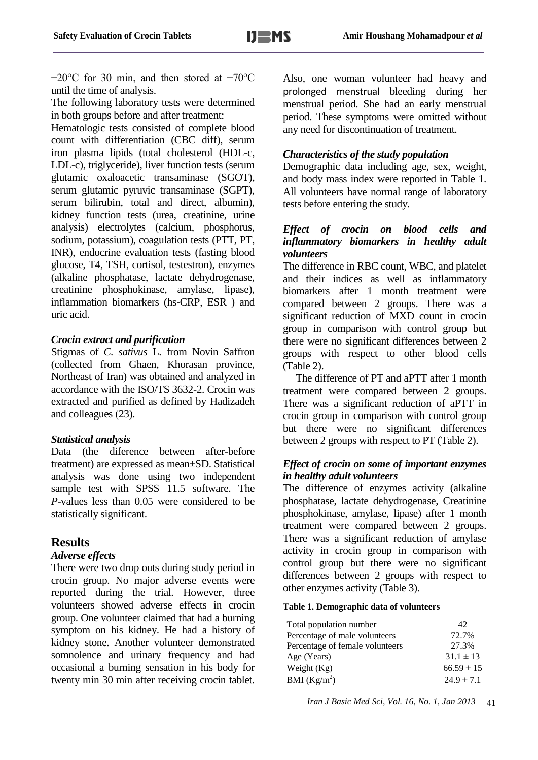−20°C for 30 min, and then stored at −70°C until the time of analysis.

The following laboratory tests were determined in both groups before and after treatment:

Hematologic tests consisted of complete blood count with differentiation (CBC diff), serum iron plasma lipids (total cholesterol (HDL-c, LDL-c), triglyceride), liver function tests (serum glutamic oxaloacetic transaminase (SGOT), serum glutamic pyruvic transaminase (SGPT), serum bilirubin, total and direct, albumin), kidney function tests (urea, creatinine, urine analysis) electrolytes (calcium, phosphorus, sodium, potassium), coagulation tests (PTT, PT, INR), endocrine evaluation tests (fasting blood glucose, T4, TSH, cortisol, testestron), enzymes (alkaline phosphatase, lactate dehydrogenase, creatinine phosphokinase, amylase, lipase), inflammation biomarkers (hs-CRP, ESR ) and uric acid.

### *Crocin extract and purification*

Stigmas of *C. sativus* L. from Novin Saffron (collected from Ghaen, Khorasan province, Northeast of Iran) was obtained and analyzed in accordance with the ISO/TS 3632-2. Crocin was extracted and purified as defined by Hadizadeh and colleagues (23).

### *Statistical analysis*

Data (the diference between after-before treatment) are expressed as mean±SD. Statistical analysis was done using two independent sample test with SPSS 11.5 software. The *P*-values less than 0.05 were considered to be statistically significant.

## Results

### *Adverse effects*

There were two drop outs during study period in crocin group. No major adverse events were reported during the trial. However, three volunteers showed adverse effects in crocin group. One volunteer claimed that had a burning symptom on his kidney. He had a history of kidney stone. Another volunteer demonstrated somnolence and urinary frequency and had occasional a burning sensation in his body for twenty min 30 min after receiving crocin tablet. Also, one woman volunteer had heavy and prolonged menstrual bleeding during her menstrual period. She had an early menstrual period. These symptoms were omitted without any need for discontinuation of treatment.

### *Characteristics of the study population*

Demographic data including age, sex, weight, and body mass index were reported in Table 1. All volunteers have normal range of laboratory tests before entering the study.

### *Effect of crocin on blood cells and inflammatory biomarkers in healthy adult volunteers*

The difference in RBC count, WBC, and platelet and their indices as well as inflammatory biomarkers after 1 month treatment were compared between 2 groups. There was a significant reduction of MXD count in crocin group in comparison with control group but there were no significant differences between 2 groups with respect to other blood cells (Table 2).

The difference of PT and aPTT after 1 month treatment were compared between 2 groups. There was a significant reduction of aPTT in crocin group in comparison with control group but there were no significant differences between 2 groups with respect to PT (Table 2).

### *Effect of crocin on some of important enzymes in healthy adult volunteers*

The difference of enzymes activity (alkaline phosphatase, lactate dehydrogenase, Creatinine phosphokinase, amylase, lipase) after 1 month treatment were compared between 2 groups. There was a significant reduction of amylase activity in crocin group in comparison with control group but there were no significant differences between 2 groups with respect to other enzymes activity (Table 3).

**Table 1. Demographic data of volunteers**

| | |
|---|---|
| Total population number | 42 |
| Percentage of male volunteers | 72.7% |
| Percentage of female volunteers | 27.3% |
| Age (Years) | 31.1 ± 13 |
| Weight (Kg) | 66.59 ± 15 |
| BMI ($Kg/m^2$) | 24.9 ± 7.1 |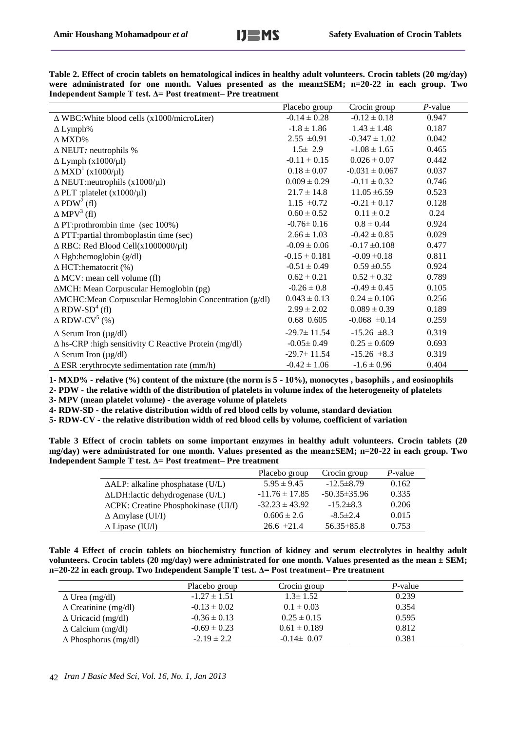**Table 2. Effect of crocin tablets on hematological indices in healthy adult volunteers. Crocin tablets (20 mg/day) were administrated for one month. Values presented as the mean±SEM; n=20-22 in each group. Two Independent Sample T test. Δ= Post treatment– Pre treatment**

| | Placebo group | Crocin group | *P*-value |
|---|---|---|---|
| Δ WBC:White blood cells (x1000/microLiter) | -0.14 ± 0.28 | -0.12 ± 0.18 | 0.947 |
| Δ Lymph% | -1.8 ± 1.86 | 1.43 ± 1.48 | 0.187 |
| Δ MXD% | 2.55 ±0.91 | -0.347 ± 1.02 | 0.042 |
| Δ NEUT*:* neutrophils % | 1.5± 2.9 | -1.08 ± 1.65 | 0.465 |
| Δ Lymph (x1000/µl) | -0.11 ± 0.15 | 0.026 ± 0.07 | 0.442 |
| Δ MXD[1] (x1000/µl) | 0.18 ± 0.07 | -0.031 ± 0.067 | 0.037 |
| Δ NEUT:neutrophils (x1000/µl) | 0.009 ± 0.29 | -0.11 ± 0.32 | 0.746 |
| Δ PLT :platelet (x1000/µl) | 21.7 ± 14.8 | 11.05 ±6.59 | 0.523 |
| Δ PDW[2] (fl) | 1.15 ±0.72 | -0.21 ± 0.17 | 0.128 |
| Δ MPV[3] (fl) | 0.60 ± 0.52 | 0.11 ± 0.2 | 0.24 |
| Δ PT:prothrombin time (sec 100%) | -0.76± 0.16 | 0.8 ± 0.44 | 0.924 |
| Δ PTT:partial thromboplastin time (sec) | 2.66 ± 1.03 | -0.42 ± 0.85 | 0.029 |
| Δ RBC: Red Blood Cell(x1000000/µl) | -0.09 ± 0.06 | -0.17 ±0.108 | 0.477 |
| Δ Hgb:hemoglobin (g/dl) | -0.15 ± 0.181 | -0.09 ±0.18 | 0.811 |
| Δ HCT:hematocrit (%) | -0.51 ± 0.49 | 0.59 ±0.55 | 0.924 |
| Δ MCV: mean cell volume (fl) | 0.62 ± 0.21 | 0.52 ± 0.32 | 0.789 |
| ΔMCH: Mean Corpuscular Hemoglobin (pg) | -0.26 ± 0.8 | -0.49 ± 0.45 | 0.105 |
| ΔMCHC:Mean Corpuscular Hemoglobin Concentration (g/dl) | 0.043 ± 0.13 | 0.24 ± 0.106 | 0.256 |
| Δ RDW-SD[4] (fl) | 2.99 ± 2.02 | 0.089 ± 0.39 | 0.189 |
| Δ RDW-CV[5] (%) | 0.68 0.605 | -0.068 ±0.14 | 0.259 |
| Δ Serum Iron (µg/dl) | -29.7± 11.54 | -15.26 ±8.3 | 0.319 |
| Δ hs-CRP :high sensitivity C Reactive Protein (mg/dl) | -0.05± 0.49 | 0.25 ± 0.609 | 0.693 |
| Δ Serum Iron (µg/dl) | -29.7± 11.54 | -15.26 ±8.3 | 0.319 |
| Δ ESR :erythrocyte sedimentation rate (mm/h) | -0.42 ± 1.06 | -1.6 ± 0.96 | 0.404 |

**1- MXD% - relative (%) content of the mixture (the norm is 5 - 10%), monocytes , basophils , and eosinophils**

**2- PDW - the relative width of the distribution of platelets in volume index of the heterogeneity of platelets**

**3- MPV (mean platelet volume) - the average volume of platelets**

**4- RDW-SD - the relative distribution width of red blood cells by volume, standard deviation**

**5- RDW-CV - the relative distribution width of red blood cells by volume, coefficient of variation**

**Table 3 Effect of crocin tablets on some important enzymes in healthy adult volunteers. Crocin tablets (20 mg/day) were administrated for one month. Values presented as the mean±SEM; n=20-22 in each group. Two Independent Sample T test. Δ= Post treatment– Pre treatment**

| | Placebo group | Crocin group | *P*-value |
|---|---|---|---|
| ΔALP: alkaline phosphatase (U/L) | 5.95 ± 9.45 | -12.5±8.79 | 0.162 |
| ΔLDH:lactic dehydrogenase (U/L) | -11.76 ± 17.85 | -50.35±35.96 | 0.335 |
| ΔCPK: Creatine Phosphokinase (UI/I) | -32.23 ± 43.92 | -15.2±8.3 | 0.206 |
| Δ Amylase (UI/I) | 0.606 ± 2.6 | -8.5±2.4 | 0.015 |
| Δ Lipase (IU/l) | 26.6 ±21.4 | 56.35±85.8 | 0.753 |

**Table 4 Effect of crocin tablets on biochemistry function of kidney and serum electrolytes in healthy adult volunteers. Crocin tablets (20 mg/day) were administrated for one month. Values presented as the mean ± SEM; n=20-22 in each group. Two Independent Sample T test. Δ= Post treatment– Pre treatment**

| | Placebo group | Crocin group | *P*-value |
|---|---|---|---|
| Δ Urea (mg/dl) | -1.27 ± 1.51 | 1.3± 1.52 | 0.239 |
| Δ Creatinine (mg/dl) | -0.13 ± 0.02 | 0.1 ± 0.03 | 0.354 |
| Δ Uricacid (mg/dl) | -0.36 ± 0.13 | 0.25 ± 0.15 | 0.595 |
| Δ Calcium (mg/dl) | -0.69 ± 0.23 | 0.61 ± 0.189 | 0.812 |
| Δ Phosphorus (mg/dl) | -2.19 ± 2.2 | -0.14± 0.07 | 0.381 |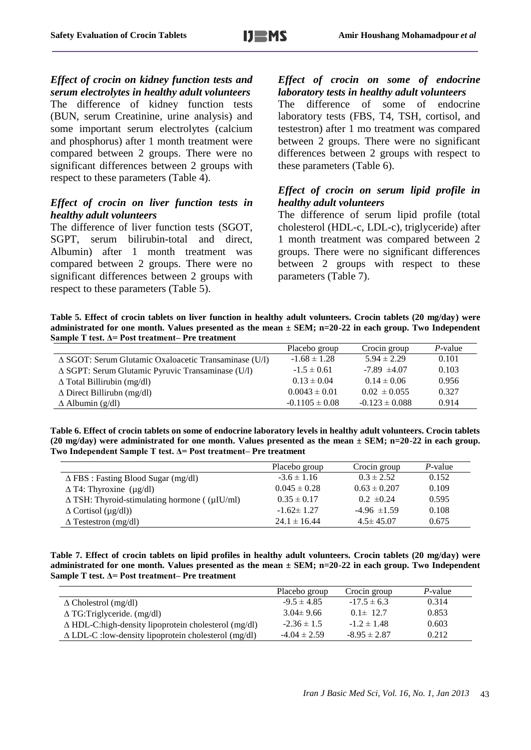### *Effect of crocin on kidney function tests and serum electrolytes in healthy adult volunteers*

The difference of kidney function tests (BUN, serum Creatinine, urine analysis) and some important serum electrolytes (calcium and phosphorus) after 1 month treatment were compared between 2 groups. There were no significant differences between 2 groups with respect to these parameters (Table 4).

### *Effect of crocin on liver function tests in healthy adult volunteers*

The difference of liver function tests (SGOT, SGPT, serum bilirubin-total and direct, Albumin) after 1 month treatment was compared between 2 groups. There were no significant differences between 2 groups with respect to these parameters (Table 5).

### *Effect of crocin on some of endocrine laboratory tests in healthy adult volunteers*

The difference of some of endocrine laboratory tests (FBS, T4, TSH, cortisol, and testestron) after 1 mo treatment was compared between 2 groups. There were no significant differences between 2 groups with respect to these parameters (Table 6).

### *Effect of crocin on serum lipid profile in healthy adult volunteers*

The difference of serum lipid profile (total cholesterol (HDL-c, LDL-c), triglyceride) after 1 month treatment was compared between 2 groups. There were no significant differences between 2 groups with respect to these parameters (Table 7).

**Table 5. Effect of crocin tablets on liver function in healthy adult volunteers. Crocin tablets (20 mg/day) were administrated for one month. Values presented as the mean ± SEM; n=20-22 in each group. Two Independent Sample T test. Δ= Post treatment– Pre treatment**

| | Placebo group | Crocin group | *P*-value |
|---|---|---|---|
| Δ SGOT: Serum Glutamic Oxaloacetic Transaminase (U/l) | -1.68 ± 1.28 | 5.94 ± 2.29 | 0.101 |
| Δ SGPT: Serum Glutamic Pyruvic Transaminase (U/l) | -1.5 ± 0.61 | -7.89 ±4.07 | 0.103 |
| Δ Total Billirubin (mg/dl) | 0.13 ± 0.04 | 0.14 ± 0.06 | 0.956 |
| Δ Direct Billirubn (mg/dl) | 0.0043 ± 0.01 | 0.02 ± 0.055 | 0.327 |
| Δ Albumin (g/dl) | -0.1105 ± 0.08 | -0.123 ± 0.088 | 0.914 |

**Table 6. Effect of crocin tablets on some of endocrine laboratory levels in healthy adult volunteers. Crocin tablets (20 mg/day) were administrated for one month. Values presented as the mean ± SEM; n=20-22 in each group. Two Independent Sample T test. Δ= Post treatment– Pre treatment**

| | Placebo group | Crocin group | *P*-value |
|---|---|---|---|
| Δ FBS : Fasting Blood Sugar (mg/dl) | -3.6 ± 1.16 | 0.3 ± 2.52 | 0.152 |
| Δ T4: Thyroxine (μg/dl) | 0.045 ± 0.28 | 0.63 ± 0.207 | 0.109 |
| Δ TSH: Thyroid-stimulating hormone ( (μIU/ml) | 0.35 ± 0.17 | 0.2 ±0.24 | 0.595 |
| Δ Cortisol (μg/dl)) | -1.62± 1.27 | -4.96 ±1.59 | 0.108 |
| Δ Testestron (mg/dl) | 24.1 ± 16.44 | 4.5± 45.07 | 0.675 |

**Table 7. Effect of crocin tablets on lipid profiles in healthy adult volunteers. Crocin tablets (20 mg/day) were administrated for one month. Values presented as the mean ± SEM; n=20-22 in each group. Two Independent Sample T test. Δ= Post treatment– Pre treatment**

| | Placebo group | Crocin group | *P*-value |
|---|---|---|---|
| Δ Cholestrol (mg/dl) | -9.5 ± 4.85 | -17.5 ± 6.3 | 0.314 |
| Δ TG:Triglyceride. (mg/dl) | 3.04± 9.66 | 0.1± 12.7 | 0.853 |
| Δ HDL-C:high-density lipoprotein cholesterol (mg/dl) | -2.36 ± 1.5 | -1.2 ± 1.48 | 0.603 |
| Δ LDL-C :low-density lipoprotein cholesterol (mg/dl) | -4.04 ± 2.59 | -8.95 ± 2.87 | 0.212 |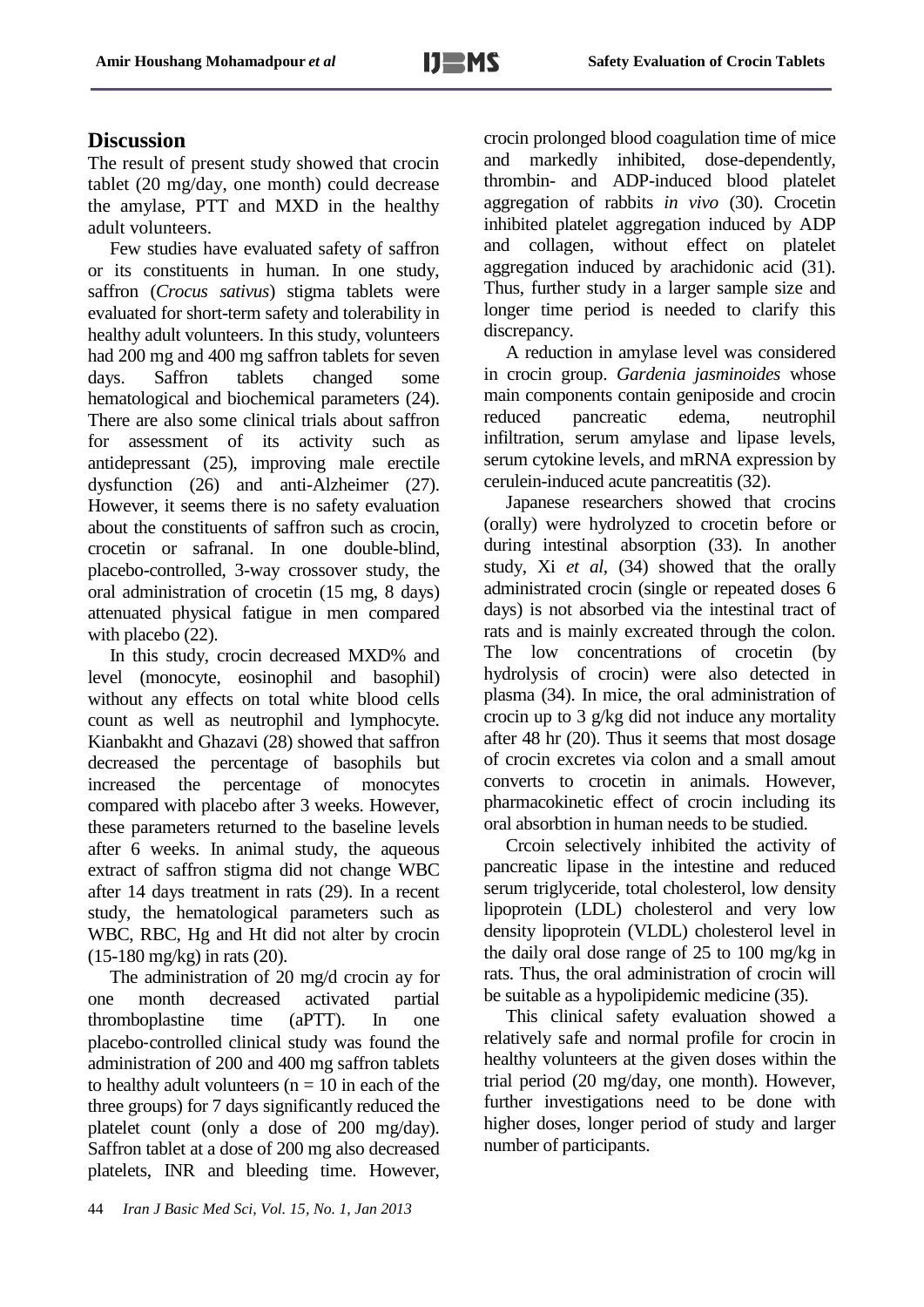## Discussion

The result of present study showed that crocin tablet (20 mg/day, one month) could decrease the amylase, PTT and MXD in the healthy adult volunteers.

Few studies have evaluated safety of saffron or its constituents in human. In one study, saffron (*Crocus sativus*) stigma tablets were evaluated for short-term safety and tolerability in healthy adult volunteers. In this study, volunteers had 200 mg and 400 mg saffron tablets for seven days. Saffron tablets changed some hematological and biochemical parameters (24). There are also some clinical trials about saffron for assessment of its activity such as antidepressant (25), improving male erectile dysfunction (26) and anti-Alzheimer (27). However, it seems there is no safety evaluation about the constituents of saffron such as crocin, crocetin or safranal. In one double-blind, placebo-controlled, 3-way crossover study, the oral administration of crocetin (15 mg, 8 days) attenuated physical fatigue in men compared with placebo (22).

In this study, crocin decreased MXD% and level (monocyte, eosinophil and basophil) without any effects on total white blood cells count as well as neutrophil and lymphocyte. Kianbakht and Ghazavi (28) showed that saffron decreased the percentage of basophils but increased the percentage of monocytes compared with placebo after 3 weeks. However, these parameters returned to the baseline levels after 6 weeks. In animal study, the aqueous extract of saffron stigma did not change WBC after 14 days treatment in rats (29). In a recent study, the hematological parameters such as WBC, RBC, Hg and Ht did not alter by crocin (15-180 mg/kg) in rats (20).

The administration of 20 mg/d crocin ay for one month decreased activated partial thromboplastine time (aPTT). In one placebo-controlled clinical study was found the administration of 200 and 400 mg saffron tablets to healthy adult volunteers (n = 10 in each of the three groups) for 7 days significantly reduced the platelet count (only a dose of 200 mg/day). Saffron tablet at a dose of 200 mg also decreased platelets, INR and bleeding time. However, crocin prolonged blood coagulation time of mice and markedly inhibited, dose-dependently, thrombin- and ADP-induced blood platelet aggregation of rabbits *in vivo* (30). Crocetin inhibited platelet aggregation induced by ADP and collagen, without effect on platelet aggregation induced by arachidonic acid (31). Thus, further study in a larger sample size and longer time period is needed to clarify this discrepancy.

A reduction in amylase level was considered in crocin group. *Gardenia jasminoides* whose main components contain geniposide and crocin reduced pancreatic edema, neutrophil infiltration, serum amylase and lipase levels, serum cytokine levels, and mRNA expression by cerulein-induced acute pancreatitis (32).

Japanese researchers showed that crocins (orally) were hydrolyzed to crocetin before or during intestinal absorption (33). In another study, Xi *et al*, (34) showed that the orally administrated crocin (single or repeated doses 6 days) is not absorbed via the intestinal tract of rats and is mainly excreated through the colon. The low concentrations of crocetin (by hydrolysis of crocin) were also detected in plasma (34). In mice, the oral administration of crocin up to 3 g/kg did not induce any mortality after 48 hr (20). Thus it seems that most dosage of crocin excretes via colon and a small amout converts to crocetin in animals. However, pharmacokinetic effect of crocin including its oral absorbtion in human needs to be studied.

Crcoin selectively inhibited the activity of pancreatic lipase in the intestine and reduced serum triglyceride, total cholesterol, low density lipoprotein (LDL) cholesterol and very low density lipoprotein (VLDL) cholesterol level in the daily oral dose range of 25 to 100 mg/kg in rats. Thus, the oral administration of crocin will be suitable as a hypolipidemic medicine (35).

This clinical safety evaluation showed a relatively safe and normal profile for crocin in healthy volunteers at the given doses within the trial period (20 mg/day, one month). However, further investigations need to be done with higher doses, longer period of study and larger number of participants.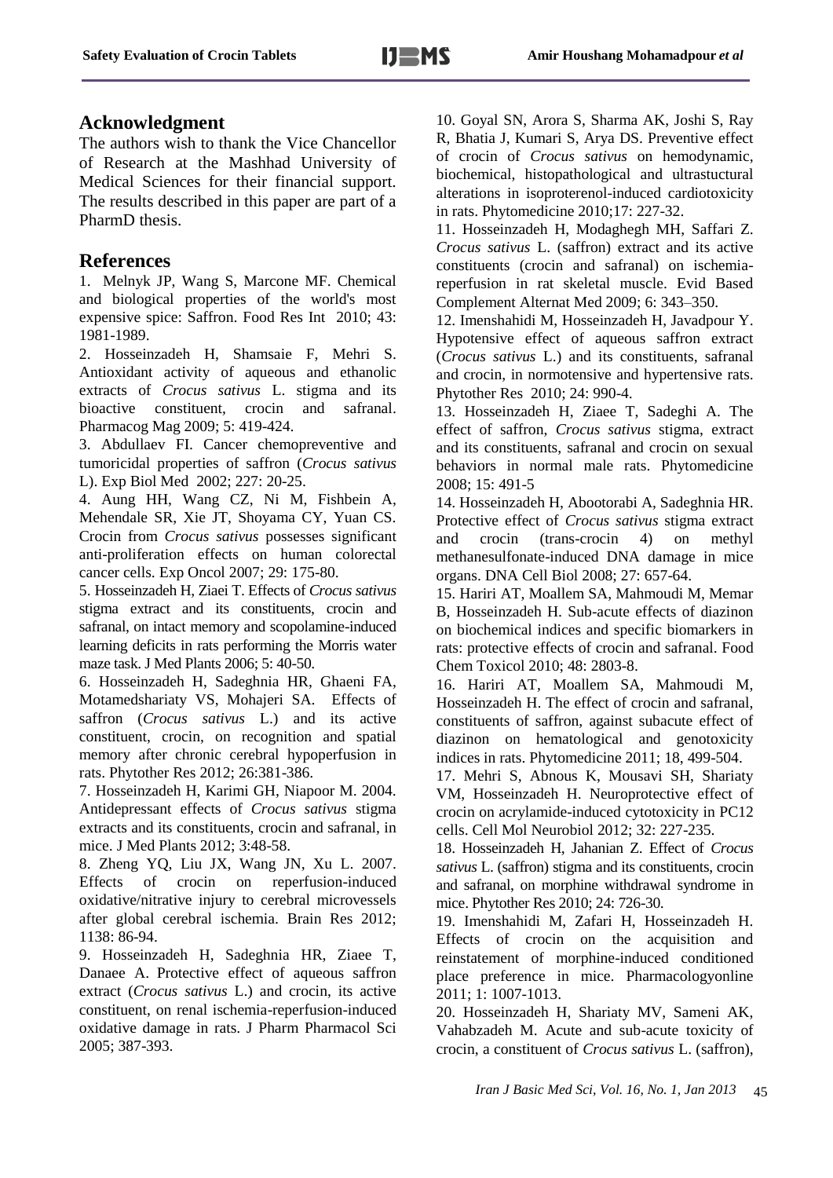## Acknowledgment

The authors wish to thank the Vice Chancellor of Research at the Mashhad University of Medical Sciences for their financial support. The results described in this paper are part of a PharmD thesis.

## References

1. Melnyk JP, Wang S, Marcone MF. Chemical and biological properties of the world's most expensive spice: Saffron. Food Res Int 2010; 43: 1981-1989.

2. Hosseinzadeh H, Shamsaie F, Mehri S. Antioxidant activity of aqueous and ethanolic extracts of *Crocus sativus* L. stigma and its bioactive constituent, crocin and safranal. Pharmacog Mag 2009; 5: 419-424.

3. Abdullaev FI. Cancer chemopreventive and tumoricidal properties of saffron (*Crocus sativus* L). Exp Biol Med 2002; 227: 20-25.

4. Aung HH, Wang CZ, Ni M, Fishbein A, Mehendale SR, Xie JT, Shoyama CY, Yuan CS. Crocin from *Crocus sativus* possesses significant anti-proliferation effects on human colorectal cancer cells. Exp Oncol 2007; 29: 175-80.

5. Hosseinzadeh H, Ziaei T. Effects of *Crocus sativus* stigma extract and its constituents, crocin and safranal, on intact memory and scopolamine-induced learning deficits in rats performing the Morris water maze task. J Med Plants 2006; 5: 40-50.

6. Hosseinzadeh H, Sadeghnia HR, Ghaeni FA, Motamedshariaty VS, Mohajeri SA. Effects of saffron (*Crocus sativus* L.) and its active constituent, crocin, on recognition and spatial memory after chronic cerebral hypoperfusion in rats. Phytother Res 2012; 26:381-386.

7. Hosseinzadeh H, Karimi GH, Niapoor M. 2004. Antidepressant effects of *Crocus sativus* stigma extracts and its constituents, crocin and safranal, in mice. J Med Plants 2012; 3:48-58.

8. Zheng YQ, Liu JX, Wang JN, Xu L. 2007. Effects of crocin on reperfusion-induced oxidative/nitrative injury to cerebral microvessels after global cerebral ischemia. Brain Res 2012; 1138: 86-94.

9. Hosseinzadeh H, Sadeghnia HR, Ziaee T, Danaee A. Protective effect of aqueous saffron extract (*Crocus sativus* L.) and crocin, its active constituent, on renal ischemia-reperfusion-induced oxidative damage in rats. J Pharm Pharmacol Sci 2005; 387-393.

10. Goyal SN, Arora S, Sharma AK, Joshi S, Ray R, Bhatia J, Kumari S, Arya DS. Preventive effect of crocin of *Crocus sativus* on hemodynamic, biochemical, histopathological and ultrastuctural alterations in isoproterenol-induced cardiotoxicity in rats. Phytomedicine 2010;17: 227-32.

11. Hosseinzadeh H, Modaghegh MH, Saffari Z. *Crocus sativus* L. (saffron) extract and its active constituents (crocin and safranal) on ischemia-reperfusion in rat skeletal muscle. Evid Based Complement Alternat Med 2009; 6: 343–350.

12. Imenshahidi M, Hosseinzadeh H, Javadpour Y. Hypotensive effect of aqueous saffron extract (*Crocus sativus* L.) and its constituents, safranal and crocin, in normotensive and hypertensive rats. Phytother Res 2010; 24: 990-4.

13. Hosseinzadeh H, Ziaee T, Sadeghi A. The effect of saffron, *Crocus sativus* stigma, extract and its constituents, safranal and crocin on sexual behaviors in normal male rats. Phytomedicine 2008; 15: 491-5

14. Hosseinzadeh H, Abootorabi A, Sadeghnia HR. Protective effect of *Crocus sativus* stigma extract and crocin (trans-crocin 4) on methyl methanesulfonate-induced DNA damage in mice organs. DNA Cell Biol 2008; 27: 657-64.

15. Hariri AT, Moallem SA, Mahmoudi M, Memar B, Hosseinzadeh H. Sub-acute effects of diazinon on biochemical indices and specific biomarkers in rats: protective effects of crocin and safranal. Food Chem Toxicol 2010; 48: 2803-8.

16. Hariri AT, Moallem SA, Mahmoudi M, Hosseinzadeh H. The effect of crocin and safranal, constituents of saffron, against subacute effect of diazinon on hematological and genotoxicity indices in rats. Phytomedicine 2011; 18, 499-504.

17. Mehri S, Abnous K, Mousavi SH, Shariaty VM, Hosseinzadeh H. Neuroprotective effect of crocin on acrylamide-induced cytotoxicity in PC12 cells. Cell Mol Neurobiol 2012; 32: 227-235.

18. Hosseinzadeh H, Jahanian Z. Effect of *Crocus sativus* L. (saffron) stigma and its constituents, crocin and safranal, on morphine withdrawal syndrome in mice. Phytother Res 2010; 24: 726-30.

19. Imenshahidi M, Zafari H, Hosseinzadeh H. Effects of crocin on the acquisition and reinstatement of morphine-induced conditioned place preference in mice. Pharmacologyonline 2011; 1: 1007-1013.

20. Hosseinzadeh H, Shariaty MV, Sameni AK, Vahabzadeh M. Acute and sub-acute toxicity of crocin, a constituent of *Crocus sativus* L. (saffron),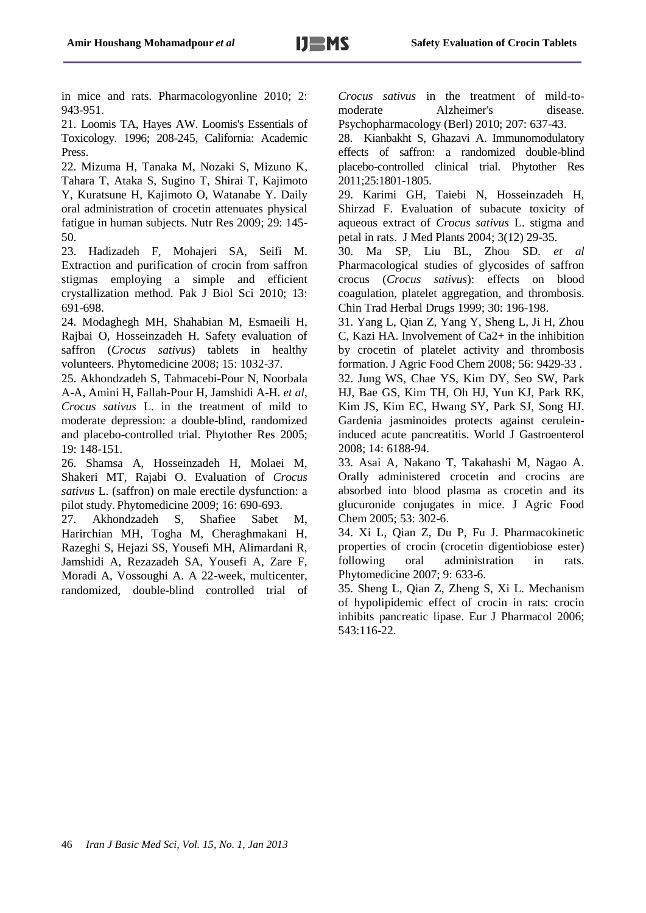in mice and rats. Pharmacologyonline 2010; 2: 943-951.

21. Loomis TA, Hayes AW. Loomis's Essentials of Toxicology. 1996; 208-245, California: Academic Press.

22. Mizuma H, Tanaka M, Nozaki S, Mizuno K, Tahara T, Ataka S, Sugino T, Shirai T, Kajimoto Y, Kuratsune H, Kajimoto O, Watanabe Y. Daily oral administration of crocetin attenuates physical fatigue in human subjects. Nutr Res 2009; 29: 145-50.

23. Hadizadeh F, Mohajeri SA, Seifi M. Extraction and purification of crocin from saffron stigmas employing a simple and efficient crystallization method. Pak J Biol Sci 2010; 13: 691-698.

24. Modaghegh MH, Shahabian M, Esmaeili H, Rajbai O, Hosseinzadeh H. Safety evaluation of saffron (*Crocus sativus*) tablets in healthy volunteers. Phytomedicine 2008; 15: 1032-37.

25. Akhondzadeh S, Tahmacebi-Pour N, Noorbala A-A, Amini H, Fallah-Pour H, Jamshidi A-H. *et al*, *Crocus sativus* L. in the treatment of mild to moderate depression: a double-blind, randomized and placebo-controlled trial. Phytother Res 2005; 19: 148-151.

26. Shamsa A, Hosseinzadeh H, Molaei M, Shakeri MT, Rajabi O. Evaluation of *Crocus sativus* L. (saffron) on male erectile dysfunction: a pilot study. Phytomedicine 2009; 16: 690-693.

27. Akhondzadeh S, Shafiee Sabet M, Harirchian MH, Togha M, Cheraghmakani H, Razeghi S, Hejazi SS, Yousefi MH, Alimardani R, Jamshidi A, Rezazadeh SA, Yousefi A, Zare F, Moradi A, Vossoughi A. A 22-week, multicenter, randomized, double-blind controlled trial of *Crocus sativus* in the treatment of mild-to-moderate Alzheimer's disease. Psychopharmacology (Berl) 2010; 207: 637-43.

28. Kianbakht S, Ghazavi A. Immunomodulatory effects of saffron: a randomized double-blind placebo-controlled clinical trial. Phytother Res 2011;25:1801-1805.

29. Karimi GH, Taiebi N, Hosseinzadeh H, Shirzad F. Evaluation of subacute toxicity of aqueous extract of *Crocus sativus* L. stigma and petal in rats. J Med Plants 2004; 3(12) 29-35.

30. Ma SP, Liu BL, Zhou SD. *et al* Pharmacological studies of glycosides of saffron crocus (*Crocus sativus*): effects on blood coagulation, platelet aggregation, and thrombosis. Chin Trad Herbal Drugs 1999; 30: 196-198.

31. Yang L, Qian Z, Yang Y, Sheng L, Ji H, Zhou C, Kazi HA. Involvement of Ca2+ in the inhibition by crocetin of platelet activity and thrombosis formation. J Agric Food Chem 2008; 56: 9429-33 .

32. Jung WS, Chae YS, Kim DY, Seo SW, Park HJ, Bae GS, Kim TH, Oh HJ, Yun KJ, Park RK, Kim JS, Kim EC, Hwang SY, Park SJ, Song HJ. Gardenia jasminoides protects against cerulein-induced acute pancreatitis. World J Gastroenterol 2008; 14: 6188-94.

33. Asai A, Nakano T, Takahashi M, Nagao A. Orally administered crocetin and crocins are absorbed into blood plasma as crocetin and its glucuronide conjugates in mice. J Agric Food Chem 2005; 53: 302-6.

34. Xi L, Qian Z, Du P, Fu J. Pharmacokinetic properties of crocin (crocetin digentiobiose ester) following oral administration in rats. Phytomedicine 2007; 9: 633-6.

35. Sheng L, Qian Z, Zheng S, Xi L. Mechanism of hypolipidemic effect of crocin in rats: crocin inhibits pancreatic lipase. Eur J Pharmacol 2006; 543:116-22.